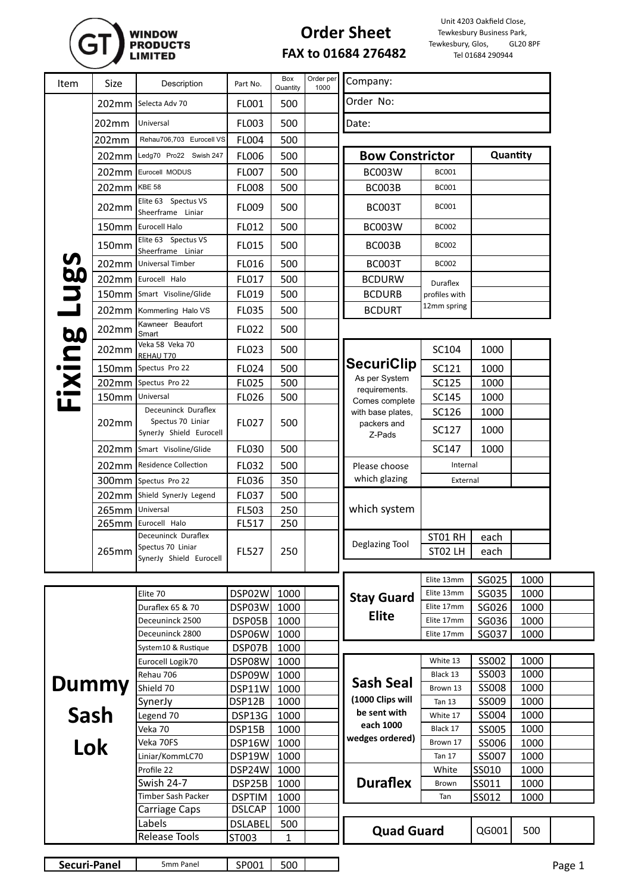# GT WINDOW PRODUCTS LIMITED

## Order Sheet

**FAX to 01684 276482**

Unit 4203 Oakfield Close,
Tewkesbury Business Park,
Tewkesbury, Glos, GL20 8PF
Tel 01684 290944

| Company: |
|---|
| Order No: |
| Date: |

## Fixing Lugs

| Item | Size | Description | Part No. | Box Quantity | Order per 1000 |
|---|---|---|---|---|---|
| Fixing Lugs | 202mm | Selecta Adv 70 | FL001 | 500 | |
| | 202mm | Universal | FL003 | 500 | |
| | 202mm | Rehau706,703 Eurocell VS | FL004 | 500 | |
| | 202mm | Ledg70 Pro22 Swish 247 | FL006 | 500 | |
| | 202mm | Eurocell MODUS | FL007 | 500 | |
| | 202mm | KBE 58 | FL008 | 500 | |
| | 202mm | Elite 63 Spectus VS Sheerframe Liniar | FL009 | 500 | |
| | 150mm | Eurocell Halo | FL012 | 500 | |
| | 150mm | Elite 63 Spectus VS Sheerframe Liniar | FL015 | 500 | |
| | 202mm | Universal Timber | FL016 | 500 | |
| | 202mm | Eurocell Halo | FL017 | 500 | |
| | 150mm | Smart Visoline/Glide | FL019 | 500 | |
| | 202mm | Kommerling Halo VS | FL035 | 500 | |
| | 202mm | Kawneer Beaufort Smart | FL022 | 500 | |
| | 202mm | Veka 58 Veka 70 REHAU T70 | FL023 | 500 | |
| | 150mm | Spectus Pro 22 | FL024 | 500 | |
| | 202mm | Spectus Pro 22 | FL025 | 500 | |
| | 150mm | Universal | FL026 | 500 | |
| | 202mm | Deceuninck Duraflex Spectus 70 Liniar SynerJy Shield Eurocell | FL027 | 500 | |
| | 202mm | Smart Visoline/Glide | FL030 | 500 | |
| | 202mm | Residence Collection | FL032 | 500 | |
| | 300mm | Spectus Pro 22 | FL036 | 350 | |
| | 202mm | Shield SynerJy Legend | FL037 | 500 | |
| | 265mm | Universal | FL503 | 250 | |
| | 265mm | Eurocell Halo | FL517 | 250 | |
| | 265mm | Deceuninck Duraflex Spectus 70 Liniar SynerJy Shield Eurocell | FL527 | 250 | |

## Bow Constrictor

| Bow Constrictor | | Quantity |
|---|---|---|
| BC003W | BC001 | |
| BC003B | BC001 | |
| BC003T | BC001 | |
| BC003W | BC002 | |
| BC003B | BC002 | |
| BC003T | BC002 | |
| BCDURW | Duraflex profiles with 12mm spring | |
| BCDURB | | |
| BCDURT | | |

## SecuriClip

As per System requirements. Comes complete with base plates, packers and Z-Pads

| Part No. | Box Quantity | Order |
|---|---|---|
| SC104 | 1000 | |
| SC121 | 1000 | |
| SC125 | 1000 | |
| SC145 | 1000 | |
| SC126 | 1000 | |
| SC127 | 1000 | |
| SC147 | 1000 | |

| Please choose which glazing | Internal | |
|---|---|---|
| | External | |
| which system | | |

| Deglazing Tool | | |
|---|---|---|
| ST01 RH | each | |
| ST02 LH | each | |

## Dummy Sash Lok

| Description | Part No. | Box Quantity | Order |
|---|---|---|---|
| Elite 70 | DSP02W | 1000 | |
| Duraflex 65 & 70 | DSP03W | 1000 | |
| Deceuninck 2500 | DSP05B | 1000 | |
| Deceuninck 2800 | DSP06W | 1000 | |
| System10 & Rustique | DSP07B | 1000 | |
| Eurocell Logik70 | DSP08W | 1000 | |
| Rehau 706 | DSP09W | 1000 | |
| Shield 70 | DSP11W | 1000 | |
| SynerJy | DSP12B | 1000 | |
| Legend 70 | DSP13G | 1000 | |
| Veka 70 | DSP15B | 1000 | |
| Veka 70FS | DSP16W | 1000 | |
| Liniar/KommLC70 | DSP19W | 1000 | |
| Profile 22 | DSP24W | 1000 | |
| Swish 24-7 | DSP25B | 1000 | |
| Timber Sash Packer | DSPTIM | 1000 | |
| Carriage Caps | DSLCAP | 1000 | |
| Labels | DSLABEL | 500 | |
| Release Tools | ST003 | 1 | |

## Stay Guard Elite

| Description | Part No. | Box Quantity | Order |
|---|---|---|---|
| Elite 13mm | SG025 | 1000 | |
| Elite 13mm | SG035 | 1000 | |
| Elite 17mm | SG026 | 1000 | |
| Elite 17mm | SG036 | 1000 | |
| Elite 17mm | SG037 | 1000 | |

## Sash Seal

(1000 Clips will be sent with each 1000 wedges ordered)

| Description | Part No. | Box Quantity | Order |
|---|---|---|---|
| White 13 | SS002 | 1000 | |
| Black 13 | SS003 | 1000 | |
| Brown 13 | SS008 | 1000 | |
| Tan 13 | SS009 | 1000 | |
| White 17 | SS004 | 1000 | |
| Black 17 | SS005 | 1000 | |
| Brown 17 | SS006 | 1000 | |
| Tan 17 | SS007 | 1000 | |

## Duraflex

| Description | Part No. | Box Quantity | Order |
|---|---|---|---|
| White | SS010 | 1000 | |
| Brown | SS011 | 1000 | |
| Tan | SS012 | 1000 | |

## Quad Guard

| Part No. | Box Quantity | Order |
|---|---|---|
| QG001 | 500 | |

## Securi-Panel

| Description | Part No. | Box Quantity | Order |
|---|---|---|---|
| 5mm Panel | SP001 | 500 | |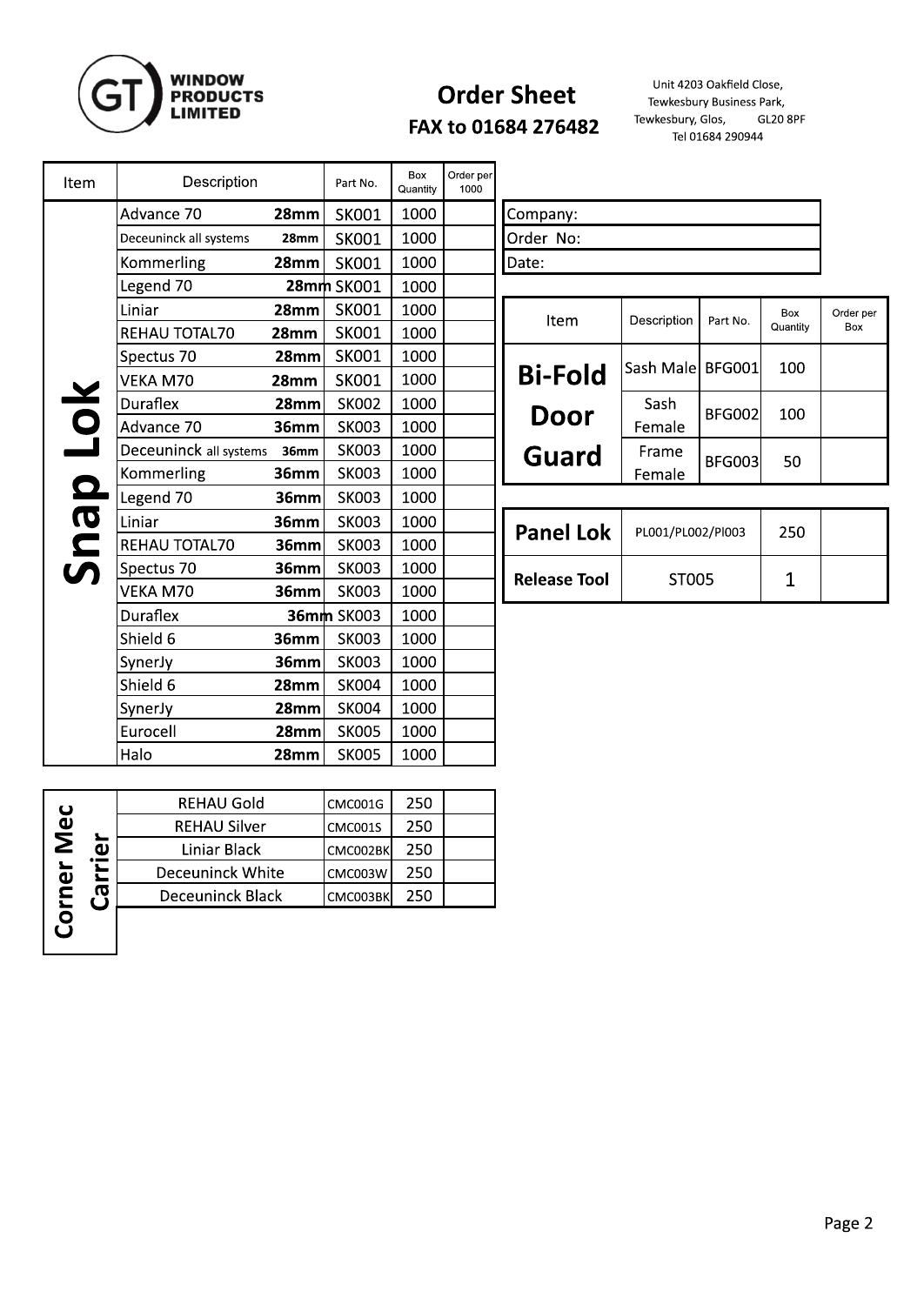**GT WINDOW PRODUCTS LIMITED**

# Order Sheet

**FAX to 01684 276482**

Unit 4203 Oakfield Close,
Tewkesbury Business Park,
Tewkesbury, Glos, GL20 8PF
Tel 01684 290944

| Item | Description | | Part No. | Box Quantity | Order per 1000 |
|---|---|---|---|---|---|
| Snap Lok | Advance 70 | 28mm | SK001 | 1000 | |
| | Deceuninck all systems | 28mm | SK001 | 1000 | |
| | Kommerling | 28mm | SK001 | 1000 | |
| | Legend 70 | 28mm | SK001 | 1000 | |
| | Liniar | 28mm | SK001 | 1000 | |
| | REHAU TOTAL70 | 28mm | SK001 | 1000 | |
| | Spectus 70 | 28mm | SK001 | 1000 | |
| | VEKA M70 | 28mm | SK001 | 1000 | |
| | Duraflex | 28mm | SK002 | 1000 | |
| | Advance 70 | 36mm | SK003 | 1000 | |
| | Deceuninck all systems | 36mm | SK003 | 1000 | |
| | Kommerling | 36mm | SK003 | 1000 | |
| | Legend 70 | 36mm | SK003 | 1000 | |
| | Liniar | 36mm | SK003 | 1000 | |
| | REHAU TOTAL70 | 36mm | SK003 | 1000 | |
| | Spectus 70 | 36mm | SK003 | 1000 | |
| | VEKA M70 | 36mm | SK003 | 1000 | |
| | Duraflex | 36mm | SK003 | 1000 | |
| | Shield 6 | 36mm | SK003 | 1000 | |
| | SynerJy | 36mm | SK003 | 1000 | |
| | Shield 6 | 28mm | SK004 | 1000 | |
| | SynerJy | 28mm | SK004 | 1000 | |
| | Eurocell | 28mm | SK005 | 1000 | |
| | Halo | 28mm | SK005 | 1000 | |

| Item | Description | Part No. | Box Quantity | Order |
|---|---|---|---|---|
| Corner Mec Carrier | REHAU Gold | CMC001G | 250 | |
| | REHAU Silver | CMC001S | 250 | |
| | Liniar Black | CMC002BK | 250 | |
| | Deceuninck White | CMC003W | 250 | |
| | Deceuninck Black | CMC003BK | 250 | |

| | |
|---|---|
| Company: | |
| Order No: | |
| Date: | |

| Item | Description | Part No. | Box Quantity | Order per Box |
|---|---|---|---|---|
| Bi-Fold Door Guard | Sash Male | BFG001 | 100 | |
| | Sash Female | BFG002 | 100 | |
| | Frame Female | BFG003 | 50 | |
| Panel Lok | PL001/PL002/PI003 | | 250 | |
| Release Tool | ST005 | | 1 | |